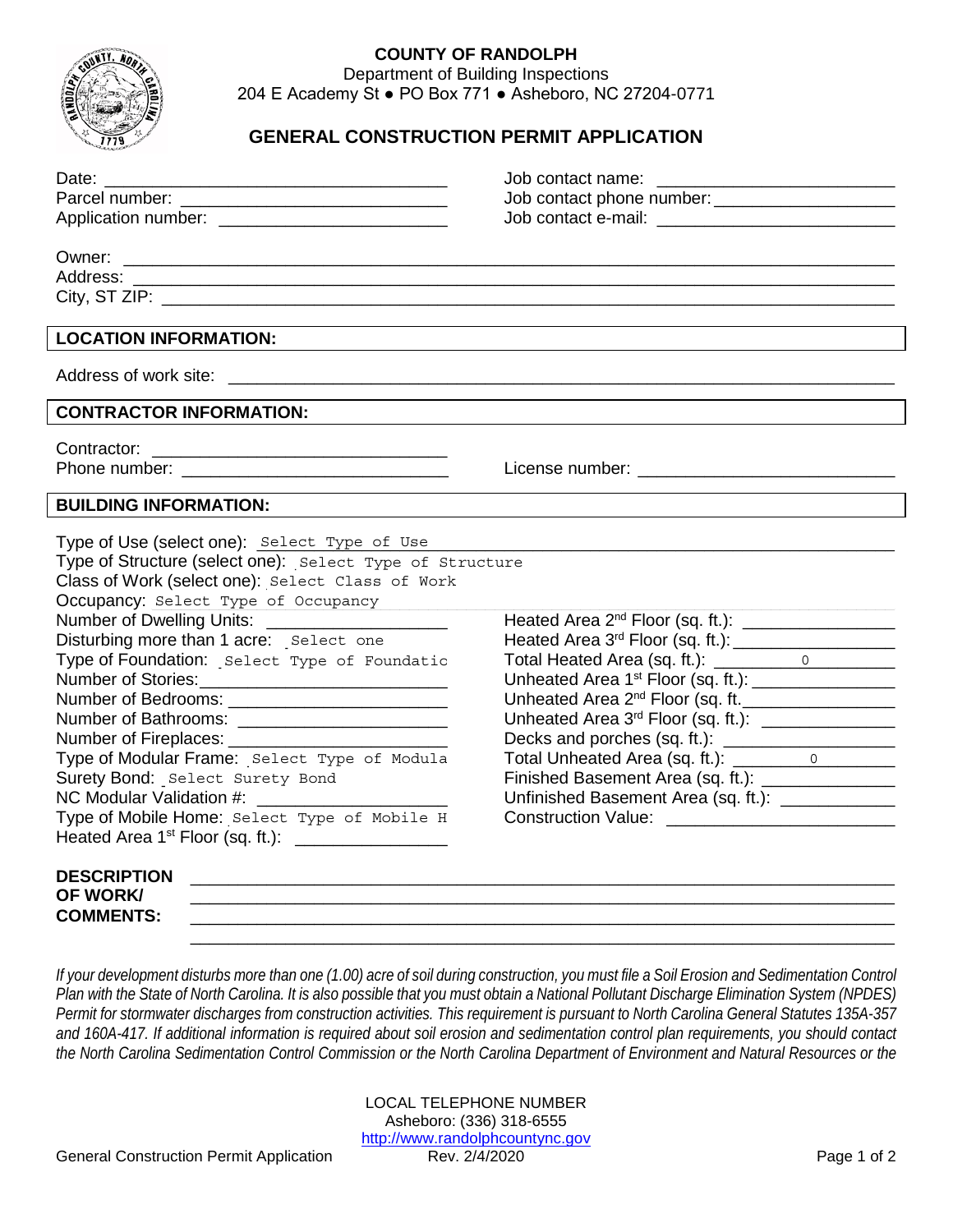**COUNTY OF RANDOLPH**
Department of Building Inspections
204 E Academy St ● PO Box 771 ● Asheboro, NC 27204-0771

# GENERAL CONSTRUCTION PERMIT APPLICATION

Date: ____________________________________
Parcel number: ___________________________
Application number: _______________________

Job contact name: _________________________
Job contact phone number: __________________
Job contact e-mail: ________________________

Owner: ______________________________________________________________________________
Address: _____________________________________________________________________________
City, ST ZIP: __________________________________________________________________________

## LOCATION INFORMATION:

Address of work site: ___________________________________________________________________

## CONTRACTOR INFORMATION:

Contractor: _______________________________
Phone number: ____________________________

License number: ___________________________

## BUILDING INFORMATION:

Type of Use (select one): Select Type of Use
Type of Structure (select one): Select Type of Structure
Class of Work (select one): Select Class of Work
Occupancy: Select Type of Occupancy
Number of Dwelling Units: __________________
Disturbing more than 1 acre: Select one
Type of Foundation: Select Type of Foundatic
Number of Stories: __________________________
Number of Bedrooms: ________________________
Number of Bathrooms: _______________________
Number of Fireplaces: _______________________
Type of Modular Frame: Select Type of Modula
Surety Bond: Select Surety Bond
NC Modular Validation #: ____________________
Type of Mobile Home: Select Type of Mobile H
Heated Area 1st Floor (sq. ft.): ________________

Heated Area 2nd Floor (sq. ft.): ________________
Heated Area 3rd Floor (sq. ft.): ________________
Total Heated Area (sq. ft.): 0
Unheated Area 1st Floor (sq. ft.): _______________
Unheated Area 2nd Floor (sq. ft. _______________
Unheated Area 3rd Floor (sq. ft.): _______________
Decks and porches (sq. ft.): ___________________
Total Unheated Area (sq. ft.): 0
Finished Basement Area (sq. ft.): ______________
Unfinished Basement Area (sq. ft.): ____________
Construction Value: _________________________

**DESCRIPTION OF WORK/ COMMENTS:** ____________________________________________________________
______________________________________________________________________________
______________________________________________________________________________
______________________________________________________________________________

*If your development disturbs more than one (1.00) acre of soil during construction, you must file a Soil Erosion and Sedimentation Control Plan with the State of North Carolina. It is also possible that you must obtain a National Pollutant Discharge Elimination System (NPDES) Permit for stormwater discharges from construction activities. This requirement is pursuant to North Carolina General Statutes 135A-357 and 160A-417. If additional information is required about soil erosion and sedimentation control plan requirements, you should contact the North Carolina Sedimentation Control Commission or the North Carolina Department of Environment and Natural Resources or the*

LOCAL TELEPHONE NUMBER
Asheboro: (336) 318-6555
http://www.randolphcountync.gov

General Construction Permit Application Rev. 2/4/2020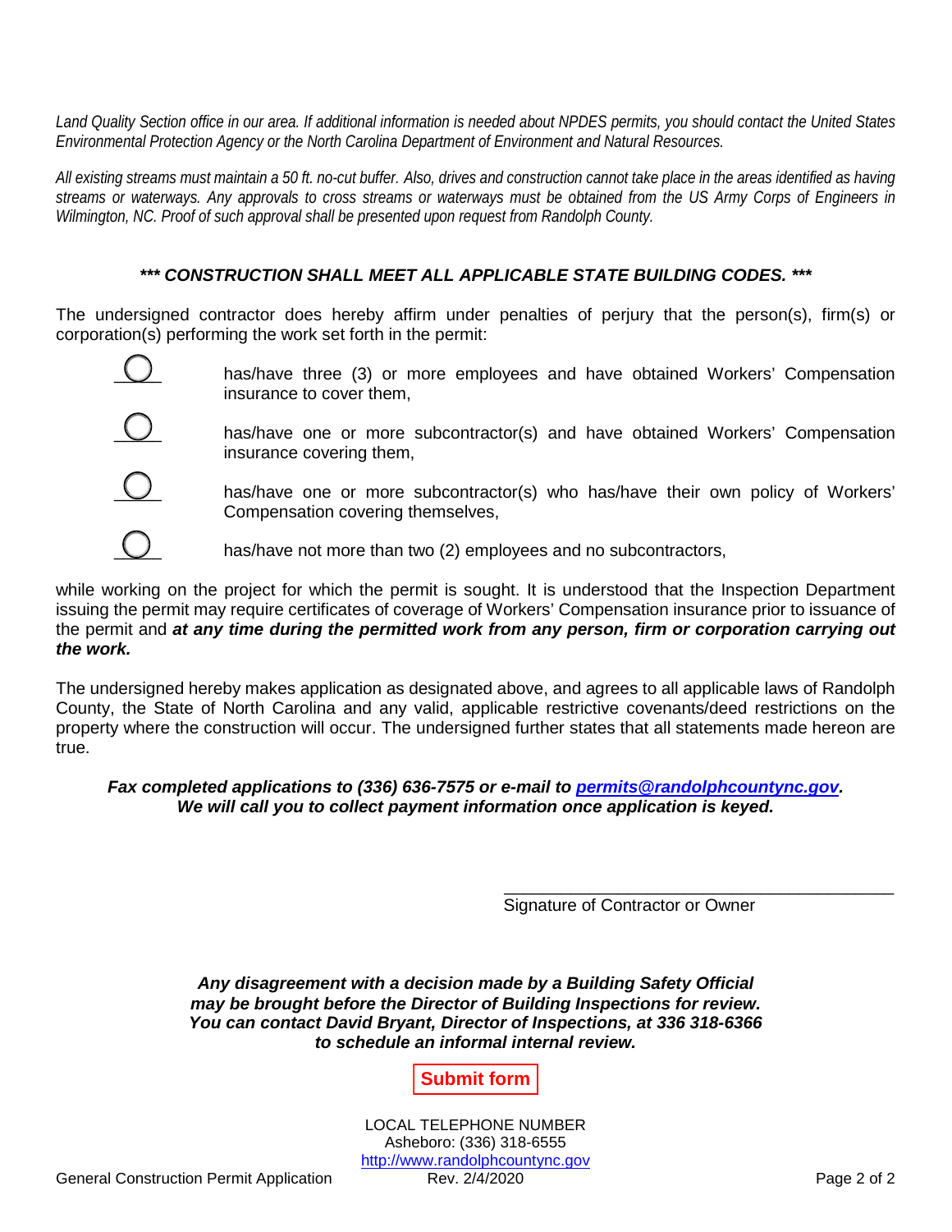*Land Quality Section office in our area. If additional information is needed about NPDES permits, you should contact the United States Environmental Protection Agency or the North Carolina Department of Environment and Natural Resources.*

*All existing streams must maintain a 50 ft. no-cut buffer. Also, drives and construction cannot take place in the areas identified as having streams or waterways. Any approvals to cross streams or waterways must be obtained from the US Army Corps of Engineers in Wilmington, NC. Proof of such approval shall be presented upon request from Randolph County.*

***\*\*\* CONSTRUCTION SHALL MEET ALL APPLICABLE STATE BUILDING CODES. \*\*\****

The undersigned contractor does hereby affirm under penalties of perjury that the person(s), firm(s) or corporation(s) performing the work set forth in the permit:

- ◯ has/have three (3) or more employees and have obtained Workers' Compensation insurance to cover them,
- ◯ has/have one or more subcontractor(s) and have obtained Workers' Compensation insurance covering them,
- ◯ has/have one or more subcontractor(s) who has/have their own policy of Workers' Compensation covering themselves,
- ◯ has/have not more than two (2) employees and no subcontractors,

while working on the project for which the permit is sought. It is understood that the Inspection Department issuing the permit may require certificates of coverage of Workers' Compensation insurance prior to issuance of the permit and ***at any time during the permitted work from any person, firm or corporation carrying out the work.***

The undersigned hereby makes application as designated above, and agrees to all applicable laws of Randolph County, the State of North Carolina and any valid, applicable restrictive covenants/deed restrictions on the property where the construction will occur. The undersigned further states that all statements made hereon are true.

***Fax completed applications to (336) 636-7575 or e-mail to permits@randolphcountync.gov. We will call you to collect payment information once application is keyed.***

\_\_\_\_\_\_\_\_\_\_\_\_\_\_\_\_\_\_\_\_\_\_\_\_\_\_\_\_\_\_\_\_\_\_\_\_\_\_\_\_

Signature of Contractor or Owner

***Any disagreement with a decision made by a Building Safety Official may be brought before the Director of Building Inspections for review. You can contact David Bryant, Director of Inspections, at 336 318-6366 to schedule an informal internal review.***

**Submit form**

LOCAL TELEPHONE NUMBER
Asheboro: (336) 318-6555
http://www.randolphcountync.gov

General Construction Permit Application Rev. 2/4/2020